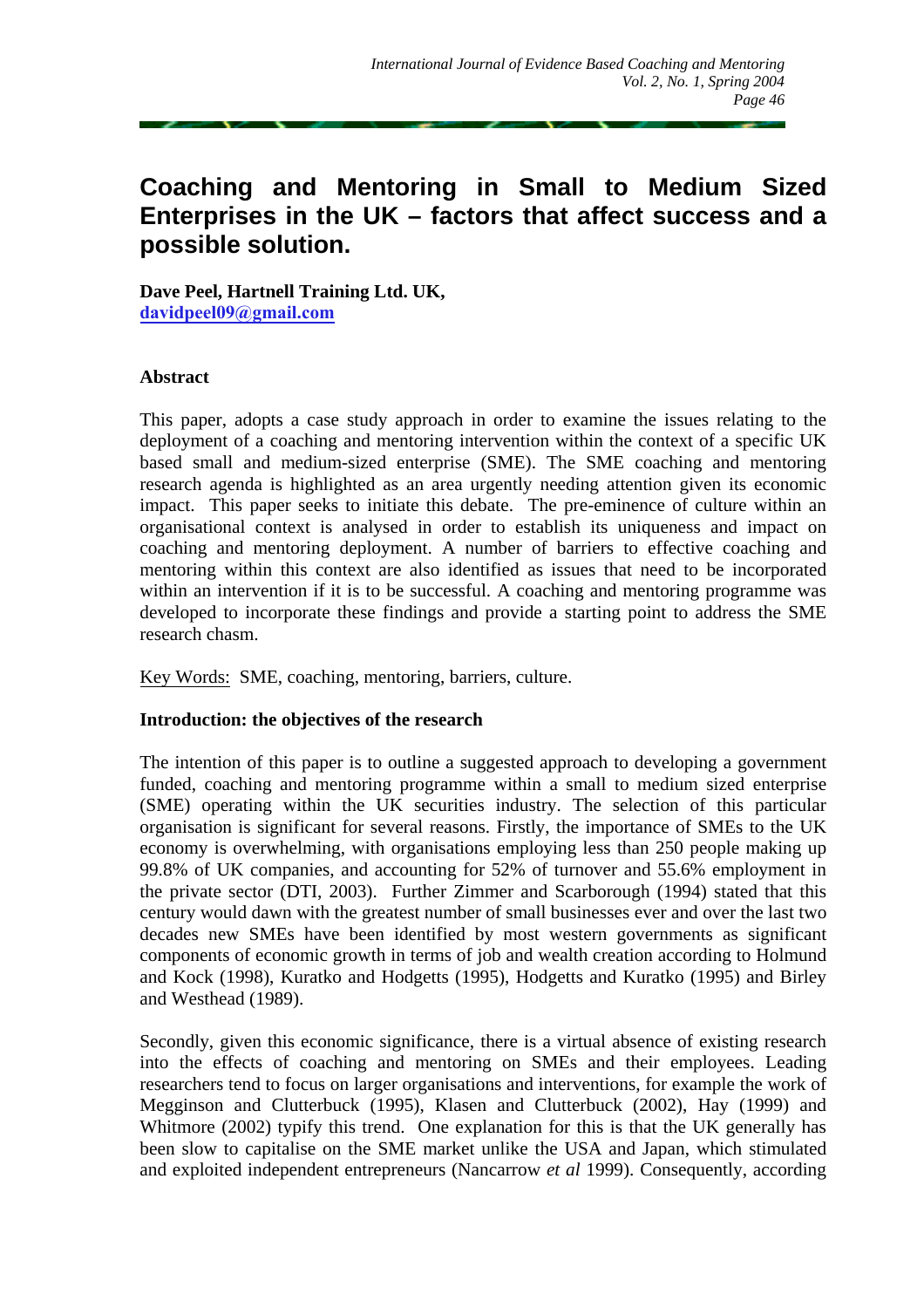# Coaching and Mentoring in Small to Medium Sized Enterprises in the UK – factors that affect success and a possible solution.

**Dave Peel, Hartnell Training Ltd. UK,**
**davidpeel09@gmail.com**

**Abstract**

This paper, adopts a case study approach in order to examine the issues relating to the deployment of a coaching and mentoring intervention within the context of a specific UK based small and medium-sized enterprise (SME). The SME coaching and mentoring research agenda is highlighted as an area urgently needing attention given its economic impact. This paper seeks to initiate this debate. The pre-eminence of culture within an organisational context is analysed in order to establish its uniqueness and impact on coaching and mentoring deployment. A number of barriers to effective coaching and mentoring within this context are also identified as issues that need to be incorporated within an intervention if it is to be successful. A coaching and mentoring programme was developed to incorporate these findings and provide a starting point to address the SME research chasm.

Key Words: SME, coaching, mentoring, barriers, culture.

**Introduction: the objectives of the research**

The intention of this paper is to outline a suggested approach to developing a government funded, coaching and mentoring programme within a small to medium sized enterprise (SME) operating within the UK securities industry. The selection of this particular organisation is significant for several reasons. Firstly, the importance of SMEs to the UK economy is overwhelming, with organisations employing less than 250 people making up 99.8% of UK companies, and accounting for 52% of turnover and 55.6% employment in the private sector (DTI, 2003). Further Zimmer and Scarborough (1994) stated that this century would dawn with the greatest number of small businesses ever and over the last two decades new SMEs have been identified by most western governments as significant components of economic growth in terms of job and wealth creation according to Holmund and Kock (1998), Kuratko and Hodgetts (1995), Hodgetts and Kuratko (1995) and Birley and Westhead (1989).

Secondly, given this economic significance, there is a virtual absence of existing research into the effects of coaching and mentoring on SMEs and their employees. Leading researchers tend to focus on larger organisations and interventions, for example the work of Megginson and Clutterbuck (1995), Klasen and Clutterbuck (2002), Hay (1999) and Whitmore (2002) typify this trend. One explanation for this is that the UK generally has been slow to capitalise on the SME market unlike the USA and Japan, which stimulated and exploited independent entrepreneurs (Nancarrow *et al* 1999). Consequently, according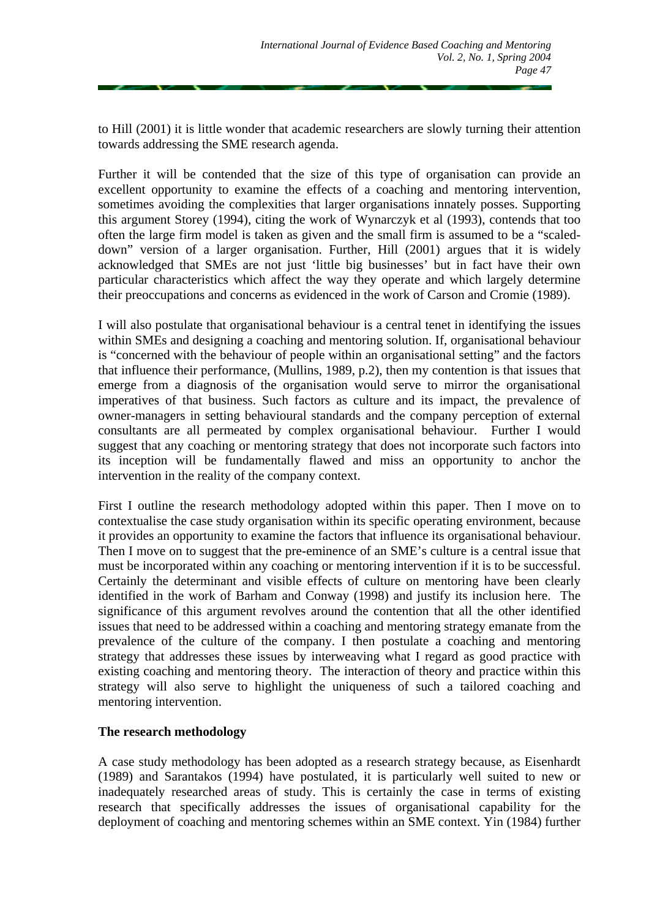to Hill (2001) it is little wonder that academic researchers are slowly turning their attention towards addressing the SME research agenda.

Further it will be contended that the size of this type of organisation can provide an excellent opportunity to examine the effects of a coaching and mentoring intervention, sometimes avoiding the complexities that larger organisations innately posses. Supporting this argument Storey (1994), citing the work of Wynarczyk et al (1993), contends that too often the large firm model is taken as given and the small firm is assumed to be a "scaled-down" version of a larger organisation. Further, Hill (2001) argues that it is widely acknowledged that SMEs are not just 'little big businesses' but in fact have their own particular characteristics which affect the way they operate and which largely determine their preoccupations and concerns as evidenced in the work of Carson and Cromie (1989).

I will also postulate that organisational behaviour is a central tenet in identifying the issues within SMEs and designing a coaching and mentoring solution. If, organisational behaviour is "concerned with the behaviour of people within an organisational setting" and the factors that influence their performance, (Mullins, 1989, p.2), then my contention is that issues that emerge from a diagnosis of the organisation would serve to mirror the organisational imperatives of that business. Such factors as culture and its impact, the prevalence of owner-managers in setting behavioural standards and the company perception of external consultants are all permeated by complex organisational behaviour. Further I would suggest that any coaching or mentoring strategy that does not incorporate such factors into its inception will be fundamentally flawed and miss an opportunity to anchor the intervention in the reality of the company context.

First I outline the research methodology adopted within this paper. Then I move on to contextualise the case study organisation within its specific operating environment, because it provides an opportunity to examine the factors that influence its organisational behaviour. Then I move on to suggest that the pre-eminence of an SME's culture is a central issue that must be incorporated within any coaching or mentoring intervention if it is to be successful. Certainly the determinant and visible effects of culture on mentoring have been clearly identified in the work of Barham and Conway (1998) and justify its inclusion here. The significance of this argument revolves around the contention that all the other identified issues that need to be addressed within a coaching and mentoring strategy emanate from the prevalence of the culture of the company. I then postulate a coaching and mentoring strategy that addresses these issues by interweaving what I regard as good practice with existing coaching and mentoring theory. The interaction of theory and practice within this strategy will also serve to highlight the uniqueness of such a tailored coaching and mentoring intervention.

**The research methodology**

A case study methodology has been adopted as a research strategy because, as Eisenhardt (1989) and Sarantakos (1994) have postulated, it is particularly well suited to new or inadequately researched areas of study. This is certainly the case in terms of existing research that specifically addresses the issues of organisational capability for the deployment of coaching and mentoring schemes within an SME context. Yin (1984) further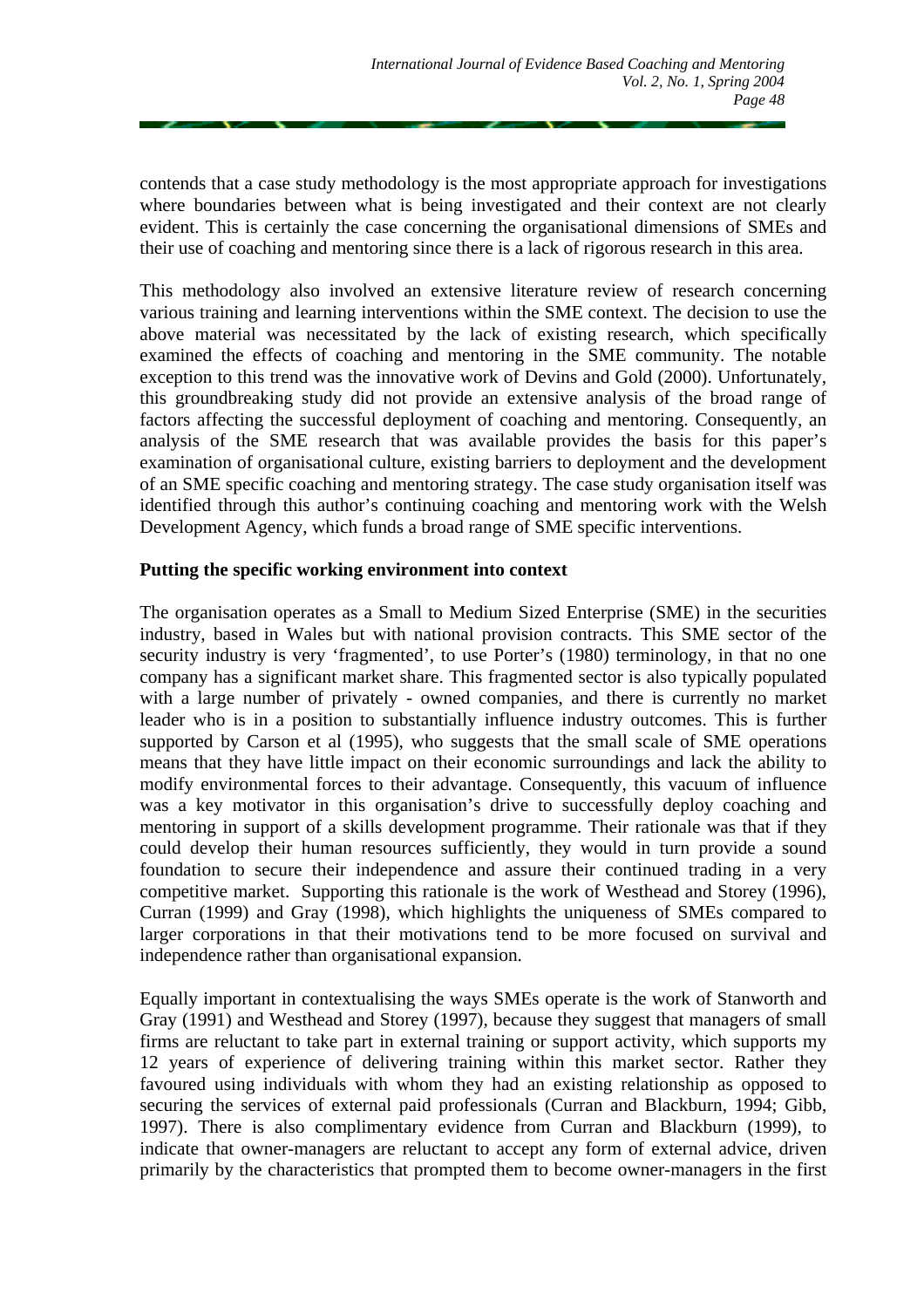contends that a case study methodology is the most appropriate approach for investigations where boundaries between what is being investigated and their context are not clearly evident. This is certainly the case concerning the organisational dimensions of SMEs and their use of coaching and mentoring since there is a lack of rigorous research in this area.

This methodology also involved an extensive literature review of research concerning various training and learning interventions within the SME context. The decision to use the above material was necessitated by the lack of existing research, which specifically examined the effects of coaching and mentoring in the SME community. The notable exception to this trend was the innovative work of Devins and Gold (2000). Unfortunately, this groundbreaking study did not provide an extensive analysis of the broad range of factors affecting the successful deployment of coaching and mentoring. Consequently, an analysis of the SME research that was available provides the basis for this paper's examination of organisational culture, existing barriers to deployment and the development of an SME specific coaching and mentoring strategy. The case study organisation itself was identified through this author's continuing coaching and mentoring work with the Welsh Development Agency, which funds a broad range of SME specific interventions.

**Putting the specific working environment into context**

The organisation operates as a Small to Medium Sized Enterprise (SME) in the securities industry, based in Wales but with national provision contracts. This SME sector of the security industry is very 'fragmented', to use Porter's (1980) terminology, in that no one company has a significant market share. This fragmented sector is also typically populated with a large number of privately - owned companies, and there is currently no market leader who is in a position to substantially influence industry outcomes. This is further supported by Carson et al (1995), who suggests that the small scale of SME operations means that they have little impact on their economic surroundings and lack the ability to modify environmental forces to their advantage. Consequently, this vacuum of influence was a key motivator in this organisation's drive to successfully deploy coaching and mentoring in support of a skills development programme. Their rationale was that if they could develop their human resources sufficiently, they would in turn provide a sound foundation to secure their independence and assure their continued trading in a very competitive market. Supporting this rationale is the work of Westhead and Storey (1996), Curran (1999) and Gray (1998), which highlights the uniqueness of SMEs compared to larger corporations in that their motivations tend to be more focused on survival and independence rather than organisational expansion.

Equally important in contextualising the ways SMEs operate is the work of Stanworth and Gray (1991) and Westhead and Storey (1997), because they suggest that managers of small firms are reluctant to take part in external training or support activity, which supports my 12 years of experience of delivering training within this market sector. Rather they favoured using individuals with whom they had an existing relationship as opposed to securing the services of external paid professionals (Curran and Blackburn, 1994; Gibb, 1997). There is also complimentary evidence from Curran and Blackburn (1999), to indicate that owner-managers are reluctant to accept any form of external advice, driven primarily by the characteristics that prompted them to become owner-managers in the first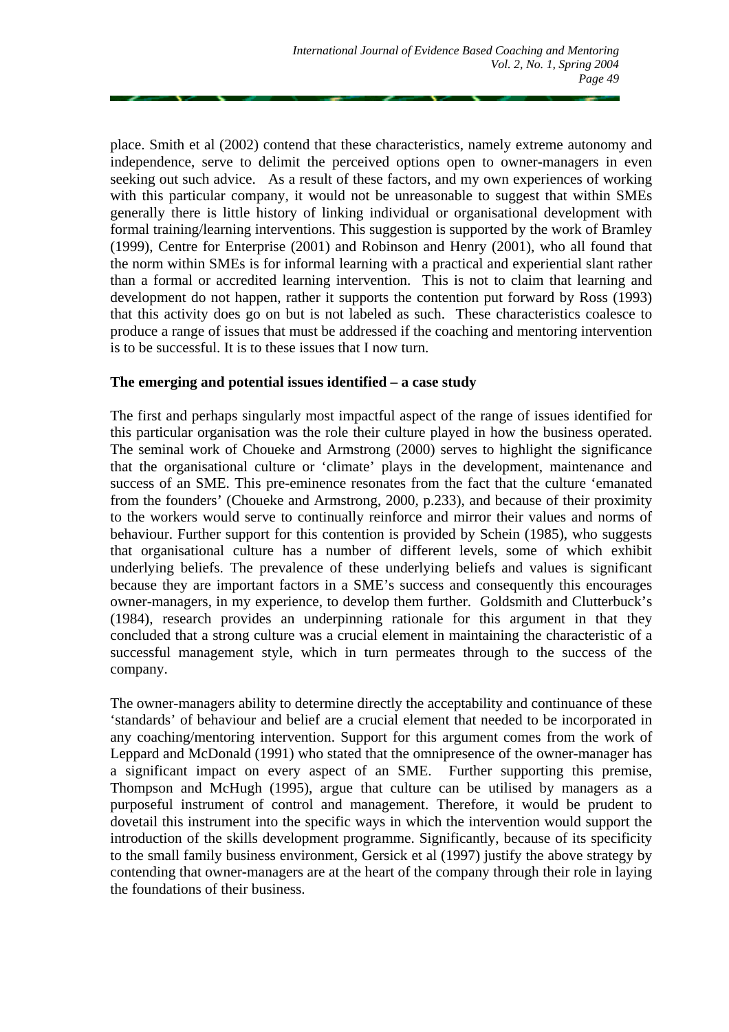place. Smith et al (2002) contend that these characteristics, namely extreme autonomy and independence, serve to delimit the perceived options open to owner-managers in even seeking out such advice. As a result of these factors, and my own experiences of working with this particular company, it would not be unreasonable to suggest that within SMEs generally there is little history of linking individual or organisational development with formal training/learning interventions. This suggestion is supported by the work of Bramley (1999), Centre for Enterprise (2001) and Robinson and Henry (2001), who all found that the norm within SMEs is for informal learning with a practical and experiential slant rather than a formal or accredited learning intervention. This is not to claim that learning and development do not happen, rather it supports the contention put forward by Ross (1993) that this activity does go on but is not labeled as such. These characteristics coalesce to produce a range of issues that must be addressed if the coaching and mentoring intervention is to be successful. It is to these issues that I now turn.

**The emerging and potential issues identified – a case study**

The first and perhaps singularly most impactful aspect of the range of issues identified for this particular organisation was the role their culture played in how the business operated. The seminal work of Choueke and Armstrong (2000) serves to highlight the significance that the organisational culture or 'climate' plays in the development, maintenance and success of an SME. This pre-eminence resonates from the fact that the culture 'emanated from the founders' (Choueke and Armstrong, 2000, p.233), and because of their proximity to the workers would serve to continually reinforce and mirror their values and norms of behaviour. Further support for this contention is provided by Schein (1985), who suggests that organisational culture has a number of different levels, some of which exhibit underlying beliefs. The prevalence of these underlying beliefs and values is significant because they are important factors in a SME's success and consequently this encourages owner-managers, in my experience, to develop them further. Goldsmith and Clutterbuck's (1984), research provides an underpinning rationale for this argument in that they concluded that a strong culture was a crucial element in maintaining the characteristic of a successful management style, which in turn permeates through to the success of the company.

The owner-managers ability to determine directly the acceptability and continuance of these 'standards' of behaviour and belief are a crucial element that needed to be incorporated in any coaching/mentoring intervention. Support for this argument comes from the work of Leppard and McDonald (1991) who stated that the omnipresence of the owner-manager has a significant impact on every aspect of an SME. Further supporting this premise, Thompson and McHugh (1995), argue that culture can be utilised by managers as a purposeful instrument of control and management. Therefore, it would be prudent to dovetail this instrument into the specific ways in which the intervention would support the introduction of the skills development programme. Significantly, because of its specificity to the small family business environment, Gersick et al (1997) justify the above strategy by contending that owner-managers are at the heart of the company through their role in laying the foundations of their business.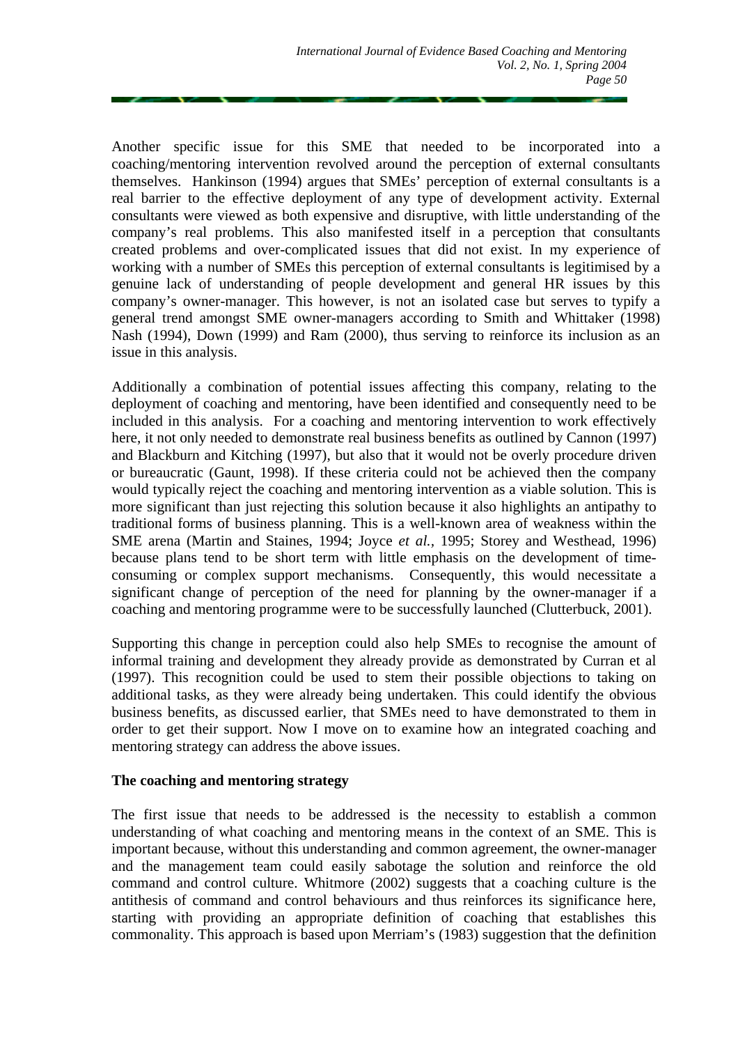Another specific issue for this SME that needed to be incorporated into a coaching/mentoring intervention revolved around the perception of external consultants themselves. Hankinson (1994) argues that SMEs' perception of external consultants is a real barrier to the effective deployment of any type of development activity. External consultants were viewed as both expensive and disruptive, with little understanding of the company's real problems. This also manifested itself in a perception that consultants created problems and over-complicated issues that did not exist. In my experience of working with a number of SMEs this perception of external consultants is legitimised by a genuine lack of understanding of people development and general HR issues by this company's owner-manager. This however, is not an isolated case but serves to typify a general trend amongst SME owner-managers according to Smith and Whittaker (1998) Nash (1994), Down (1999) and Ram (2000), thus serving to reinforce its inclusion as an issue in this analysis.

Additionally a combination of potential issues affecting this company, relating to the deployment of coaching and mentoring, have been identified and consequently need to be included in this analysis. For a coaching and mentoring intervention to work effectively here, it not only needed to demonstrate real business benefits as outlined by Cannon (1997) and Blackburn and Kitching (1997), but also that it would not be overly procedure driven or bureaucratic (Gaunt, 1998). If these criteria could not be achieved then the company would typically reject the coaching and mentoring intervention as a viable solution. This is more significant than just rejecting this solution because it also highlights an antipathy to traditional forms of business planning. This is a well-known area of weakness within the SME arena (Martin and Staines, 1994; Joyce *et al.*, 1995; Storey and Westhead, 1996) because plans tend to be short term with little emphasis on the development of time-consuming or complex support mechanisms. Consequently, this would necessitate a significant change of perception of the need for planning by the owner-manager if a coaching and mentoring programme were to be successfully launched (Clutterbuck, 2001).

Supporting this change in perception could also help SMEs to recognise the amount of informal training and development they already provide as demonstrated by Curran et al (1997). This recognition could be used to stem their possible objections to taking on additional tasks, as they were already being undertaken. This could identify the obvious business benefits, as discussed earlier, that SMEs need to have demonstrated to them in order to get their support. Now I move on to examine how an integrated coaching and mentoring strategy can address the above issues.

**The coaching and mentoring strategy**

The first issue that needs to be addressed is the necessity to establish a common understanding of what coaching and mentoring means in the context of an SME. This is important because, without this understanding and common agreement, the owner-manager and the management team could easily sabotage the solution and reinforce the old command and control culture. Whitmore (2002) suggests that a coaching culture is the antithesis of command and control behaviours and thus reinforces its significance here, starting with providing an appropriate definition of coaching that establishes this commonality. This approach is based upon Merriam's (1983) suggestion that the definition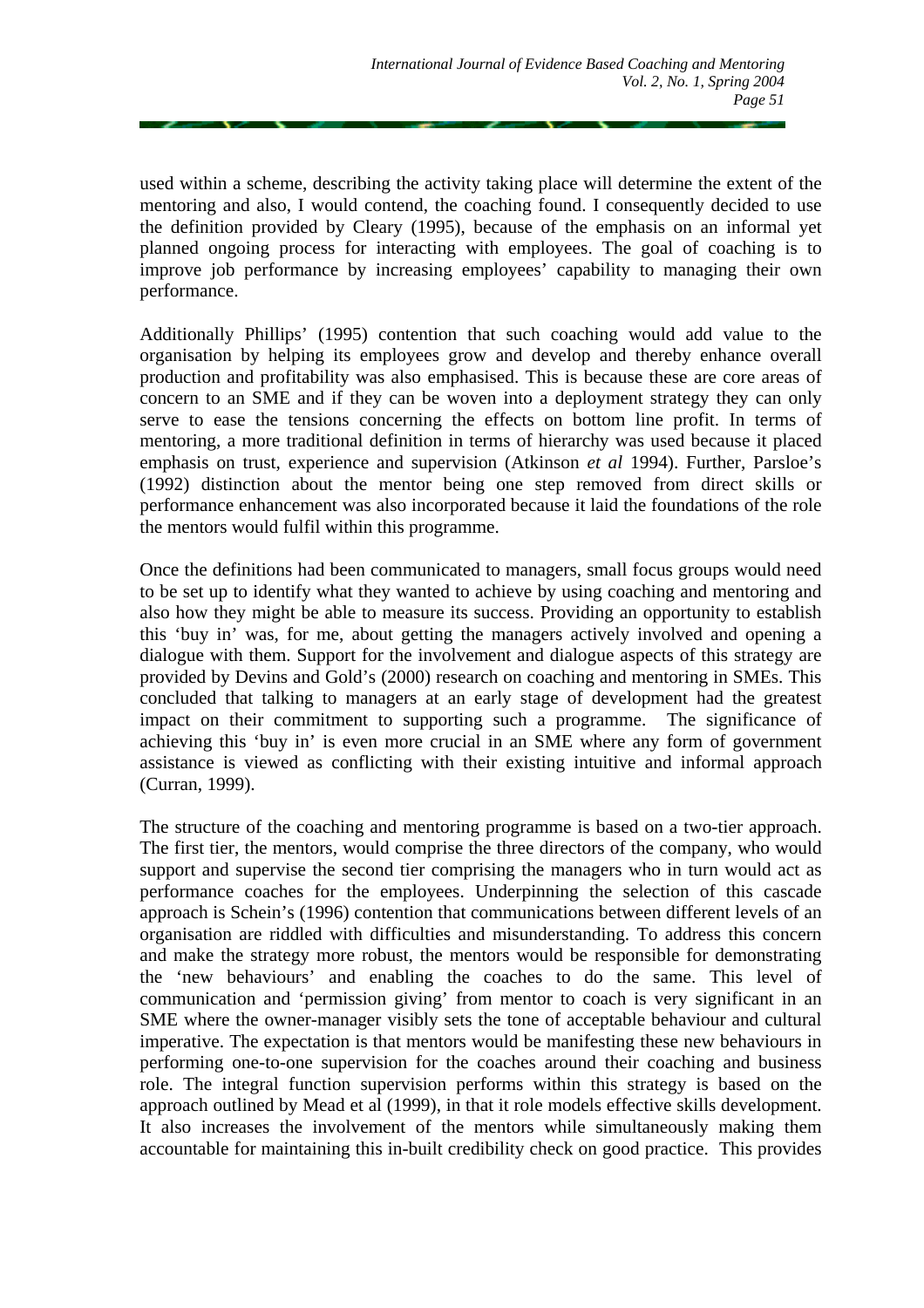used within a scheme, describing the activity taking place will determine the extent of the mentoring and also, I would contend, the coaching found. I consequently decided to use the definition provided by Cleary (1995), because of the emphasis on an informal yet planned ongoing process for interacting with employees. The goal of coaching is to improve job performance by increasing employees' capability to managing their own performance.

Additionally Phillips' (1995) contention that such coaching would add value to the organisation by helping its employees grow and develop and thereby enhance overall production and profitability was also emphasised. This is because these are core areas of concern to an SME and if they can be woven into a deployment strategy they can only serve to ease the tensions concerning the effects on bottom line profit. In terms of mentoring, a more traditional definition in terms of hierarchy was used because it placed emphasis on trust, experience and supervision (Atkinson *et al* 1994). Further, Parsloe's (1992) distinction about the mentor being one step removed from direct skills or performance enhancement was also incorporated because it laid the foundations of the role the mentors would fulfil within this programme.

Once the definitions had been communicated to managers, small focus groups would need to be set up to identify what they wanted to achieve by using coaching and mentoring and also how they might be able to measure its success. Providing an opportunity to establish this 'buy in' was, for me, about getting the managers actively involved and opening a dialogue with them. Support for the involvement and dialogue aspects of this strategy are provided by Devins and Gold's (2000) research on coaching and mentoring in SMEs. This concluded that talking to managers at an early stage of development had the greatest impact on their commitment to supporting such a programme. The significance of achieving this 'buy in' is even more crucial in an SME where any form of government assistance is viewed as conflicting with their existing intuitive and informal approach (Curran, 1999).

The structure of the coaching and mentoring programme is based on a two-tier approach. The first tier, the mentors, would comprise the three directors of the company, who would support and supervise the second tier comprising the managers who in turn would act as performance coaches for the employees. Underpinning the selection of this cascade approach is Schein's (1996) contention that communications between different levels of an organisation are riddled with difficulties and misunderstanding. To address this concern and make the strategy more robust, the mentors would be responsible for demonstrating the 'new behaviours' and enabling the coaches to do the same. This level of communication and 'permission giving' from mentor to coach is very significant in an SME where the owner-manager visibly sets the tone of acceptable behaviour and cultural imperative. The expectation is that mentors would be manifesting these new behaviours in performing one-to-one supervision for the coaches around their coaching and business role. The integral function supervision performs within this strategy is based on the approach outlined by Mead et al (1999), in that it role models effective skills development. It also increases the involvement of the mentors while simultaneously making them accountable for maintaining this in-built credibility check on good practice. This provides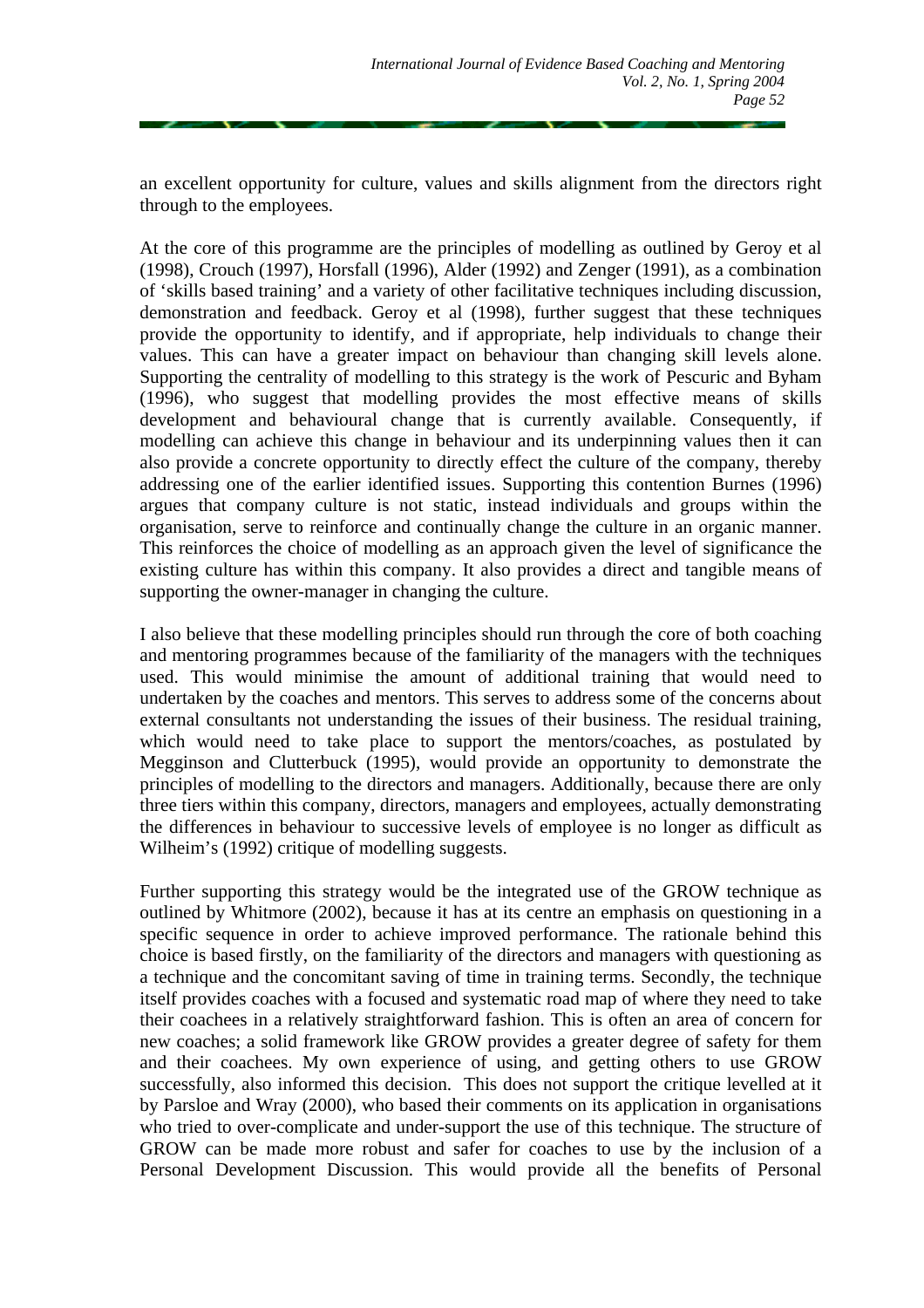an excellent opportunity for culture, values and skills alignment from the directors right through to the employees.

At the core of this programme are the principles of modelling as outlined by Geroy et al (1998), Crouch (1997), Horsfall (1996), Alder (1992) and Zenger (1991), as a combination of 'skills based training' and a variety of other facilitative techniques including discussion, demonstration and feedback. Geroy et al (1998), further suggest that these techniques provide the opportunity to identify, and if appropriate, help individuals to change their values. This can have a greater impact on behaviour than changing skill levels alone. Supporting the centrality of modelling to this strategy is the work of Pescuric and Byham (1996), who suggest that modelling provides the most effective means of skills development and behavioural change that is currently available. Consequently, if modelling can achieve this change in behaviour and its underpinning values then it can also provide a concrete opportunity to directly effect the culture of the company, thereby addressing one of the earlier identified issues. Supporting this contention Burnes (1996) argues that company culture is not static, instead individuals and groups within the organisation, serve to reinforce and continually change the culture in an organic manner. This reinforces the choice of modelling as an approach given the level of significance the existing culture has within this company. It also provides a direct and tangible means of supporting the owner-manager in changing the culture.

I also believe that these modelling principles should run through the core of both coaching and mentoring programmes because of the familiarity of the managers with the techniques used. This would minimise the amount of additional training that would need to undertaken by the coaches and mentors. This serves to address some of the concerns about external consultants not understanding the issues of their business. The residual training, which would need to take place to support the mentors/coaches, as postulated by Megginson and Clutterbuck (1995), would provide an opportunity to demonstrate the principles of modelling to the directors and managers. Additionally, because there are only three tiers within this company, directors, managers and employees, actually demonstrating the differences in behaviour to successive levels of employee is no longer as difficult as Wilheim's (1992) critique of modelling suggests.

Further supporting this strategy would be the integrated use of the GROW technique as outlined by Whitmore (2002), because it has at its centre an emphasis on questioning in a specific sequence in order to achieve improved performance. The rationale behind this choice is based firstly, on the familiarity of the directors and managers with questioning as a technique and the concomitant saving of time in training terms. Secondly, the technique itself provides coaches with a focused and systematic road map of where they need to take their coachees in a relatively straightforward fashion. This is often an area of concern for new coaches; a solid framework like GROW provides a greater degree of safety for them and their coachees. My own experience of using, and getting others to use GROW successfully, also informed this decision. This does not support the critique levelled at it by Parsloe and Wray (2000), who based their comments on its application in organisations who tried to over-complicate and under-support the use of this technique. The structure of GROW can be made more robust and safer for coaches to use by the inclusion of a Personal Development Discussion. This would provide all the benefits of Personal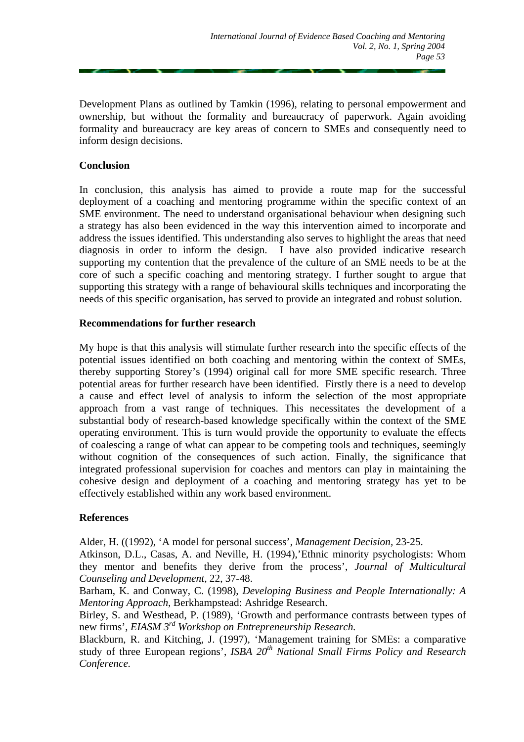Development Plans as outlined by Tamkin (1996), relating to personal empowerment and ownership, but without the formality and bureaucracy of paperwork. Again avoiding formality and bureaucracy are key areas of concern to SMEs and consequently need to inform design decisions.

**Conclusion**

In conclusion, this analysis has aimed to provide a route map for the successful deployment of a coaching and mentoring programme within the specific context of an SME environment. The need to understand organisational behaviour when designing such a strategy has also been evidenced in the way this intervention aimed to incorporate and address the issues identified. This understanding also serves to highlight the areas that need diagnosis in order to inform the design. I have also provided indicative research supporting my contention that the prevalence of the culture of an SME needs to be at the core of such a specific coaching and mentoring strategy. I further sought to argue that supporting this strategy with a range of behavioural skills techniques and incorporating the needs of this specific organisation, has served to provide an integrated and robust solution.

**Recommendations for further research**

My hope is that this analysis will stimulate further research into the specific effects of the potential issues identified on both coaching and mentoring within the context of SMEs, thereby supporting Storey's (1994) original call for more SME specific research. Three potential areas for further research have been identified. Firstly there is a need to develop a cause and effect level of analysis to inform the selection of the most appropriate approach from a vast range of techniques. This necessitates the development of a substantial body of research-based knowledge specifically within the context of the SME operating environment. This is turn would provide the opportunity to evaluate the effects of coalescing a range of what can appear to be competing tools and techniques, seemingly without cognition of the consequences of such action. Finally, the significance that integrated professional supervision for coaches and mentors can play in maintaining the cohesive design and deployment of a coaching and mentoring strategy has yet to be effectively established within any work based environment.

**References**

Alder, H. ((1992), 'A model for personal success', *Management Decision,* 23-25.

Atkinson, D.L., Casas, A. and Neville, H. (1994),'Ethnic minority psychologists: Whom they mentor and benefits they derive from the process', *Journal of Multicultural Counseling and Development,* 22, 37-48.

Barham, K. and Conway, C. (1998), *Developing Business and People Internationally: A Mentoring Approach,* Berkhampstead: Ashridge Research.

Birley, S. and Westhead, P. (1989), 'Growth and performance contrasts between types of new firms', *EIASM 3rd Workshop on Entrepreneurship Research.*

Blackburn, R. and Kitching, J. (1997), 'Management training for SMEs: a comparative study of three European regions', *ISBA 20th National Small Firms Policy and Research Conference.*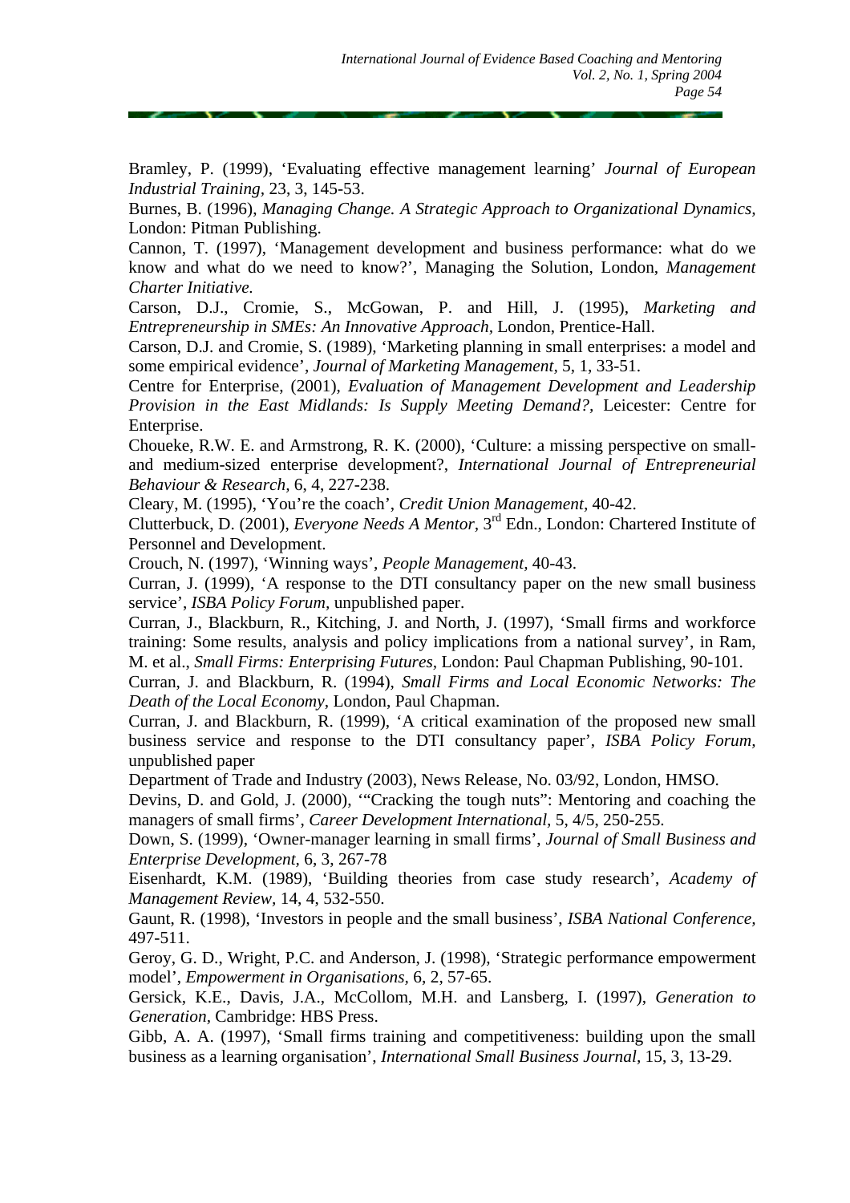Bramley, P. (1999), 'Evaluating effective management learning' *Journal of European Industrial Training,* 23, 3, 145-53.

Burnes, B. (1996), *Managing Change. A Strategic Approach to Organizational Dynamics,* London: Pitman Publishing.

Cannon, T. (1997), 'Management development and business performance: what do we know and what do we need to know?', Managing the Solution, London, *Management Charter Initiative.*

Carson, D.J., Cromie, S., McGowan, P. and Hill, J. (1995), *Marketing and Entrepreneurship in SMEs: An Innovative Approach*, London, Prentice-Hall.

Carson, D.J. and Cromie, S. (1989), 'Marketing planning in small enterprises: a model and some empirical evidence', *Journal of Marketing Management,* 5, 1, 33-51.

Centre for Enterprise, (2001), *Evaluation of Management Development and Leadership Provision in the East Midlands: Is Supply Meeting Demand?*, Leicester: Centre for Enterprise.

Choueke, R.W. E. and Armstrong, R. K. (2000), 'Culture: a missing perspective on small- and medium-sized enterprise development?, *International Journal of Entrepreneurial Behaviour & Research,* 6, 4, 227-238.

Cleary, M. (1995), 'You're the coach', *Credit Union Management,* 40-42.

Clutterbuck, D. (2001), *Everyone Needs A Mentor,* 3rd Edn., London: Chartered Institute of Personnel and Development.

Crouch, N. (1997), 'Winning ways', *People Management,* 40-43.

Curran, J. (1999), 'A response to the DTI consultancy paper on the new small business service', *ISBA Policy Forum,* unpublished paper.

Curran, J., Blackburn, R., Kitching, J. and North, J. (1997), 'Small firms and workforce training: Some results, analysis and policy implications from a national survey', in Ram, M. et al., *Small Firms: Enterprising Futures,* London: Paul Chapman Publishing, 90-101.

Curran, J. and Blackburn, R. (1994), *Small Firms and Local Economic Networks: The Death of the Local Economy*, London, Paul Chapman.

Curran, J. and Blackburn, R. (1999), 'A critical examination of the proposed new small business service and response to the DTI consultancy paper', *ISBA Policy Forum,* unpublished paper

Department of Trade and Industry (2003), News Release, No. 03/92, London, HMSO.

Devins, D. and Gold, J. (2000), '"Cracking the tough nuts": Mentoring and coaching the managers of small firms', *Career Development International,* 5, 4/5, 250-255.

Down, S. (1999), 'Owner-manager learning in small firms', *Journal of Small Business and Enterprise Development,* 6, 3, 267-78

Eisenhardt, K.M. (1989), 'Building theories from case study research', *Academy of Management Review,* 14, 4, 532-550.

Gaunt, R. (1998), 'Investors in people and the small business', *ISBA National Conference,* 497-511.

Geroy, G. D., Wright, P.C. and Anderson, J. (1998), 'Strategic performance empowerment model', *Empowerment in Organisations,* 6, 2, 57-65.

Gersick, K.E., Davis, J.A., McCollom, M.H. and Lansberg, I. (1997), *Generation to Generation,* Cambridge: HBS Press.

Gibb, A. A. (1997), 'Small firms training and competitiveness: building upon the small business as a learning organisation', *International Small Business Journal,* 15, 3, 13-29.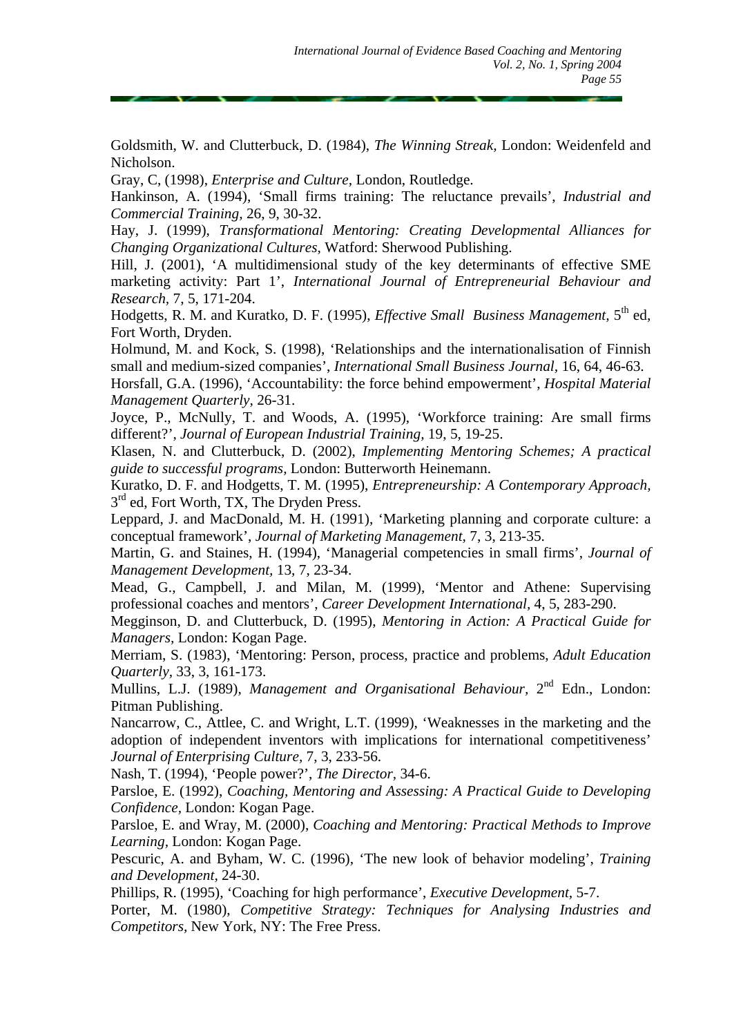Goldsmith, W. and Clutterbuck, D. (1984), *The Winning Streak,* London: Weidenfeld and Nicholson.

Gray, C, (1998), *Enterprise and Culture,* London, Routledge.

Hankinson, A. (1994), 'Small firms training: The reluctance prevails', *Industrial and Commercial Training,* 26, 9, 30-32.

Hay, J. (1999), *Transformational Mentoring: Creating Developmental Alliances for Changing Organizational Cultures,* Watford: Sherwood Publishing.

Hill, J. (2001), 'A multidimensional study of the key determinants of effective SME marketing activity: Part 1', *International Journal of Entrepreneurial Behaviour and Research,* 7, 5, 171-204.

Hodgetts, R. M. and Kuratko, D. F. (1995), *Effective Small Business Management,* 5th ed, Fort Worth, Dryden.

Holmund, M. and Kock, S. (1998), 'Relationships and the internationalisation of Finnish small and medium-sized companies', *International Small Business Journal,* 16, 64, 46-63.

Horsfall, G.A. (1996), 'Accountability: the force behind empowerment', *Hospital Material Management Quarterly,* 26-31.

Joyce, P., McNully, T. and Woods, A. (1995), 'Workforce training: Are small firms different?', *Journal of European Industrial Training,* 19, 5, 19-25.

Klasen, N. and Clutterbuck, D. (2002), *Implementing Mentoring Schemes; A practical guide to successful programs,* London: Butterworth Heinemann.

Kuratko, D. F. and Hodgetts, T. M. (1995), *Entrepreneurship: A Contemporary Approach,* 3rd ed, Fort Worth, TX, The Dryden Press.

Leppard, J. and MacDonald, M. H. (1991), 'Marketing planning and corporate culture: a conceptual framework', *Journal of Marketing Management,* 7, 3, 213-35.

Martin, G. and Staines, H. (1994), 'Managerial competencies in small firms', *Journal of Management Development,* 13, 7, 23-34.

Mead, G., Campbell, J. and Milan, M. (1999), 'Mentor and Athene: Supervising professional coaches and mentors', *Career Development International,* 4, 5, 283-290.

Megginson, D. and Clutterbuck, D. (1995), *Mentoring in Action: A Practical Guide for Managers,* London: Kogan Page.

Merriam, S. (1983), 'Mentoring: Person, process, practice and problems, *Adult Education Quarterly,* 33, 3, 161-173.

Mullins, L.J. (1989), *Management and Organisational Behaviour,* 2nd Edn., London: Pitman Publishing.

Nancarrow, C., Attlee, C. and Wright, L.T. (1999), 'Weaknesses in the marketing and the adoption of independent inventors with implications for international competitiveness' *Journal of Enterprising Culture,* 7, 3, 233-56.

Nash, T. (1994), 'People power?', *The Director,* 34-6.

Parsloe, E. (1992), *Coaching, Mentoring and Assessing: A Practical Guide to Developing Confidence,* London: Kogan Page.

Parsloe, E. and Wray, M. (2000), *Coaching and Mentoring: Practical Methods to Improve Learning,* London: Kogan Page.

Pescuric, A. and Byham, W. C. (1996), 'The new look of behavior modeling', *Training and Development,* 24-30.

Phillips, R. (1995), 'Coaching for high performance', *Executive Development,* 5-7.

Porter, M. (1980), *Competitive Strategy: Techniques for Analysing Industries and Competitors,* New York, NY: The Free Press.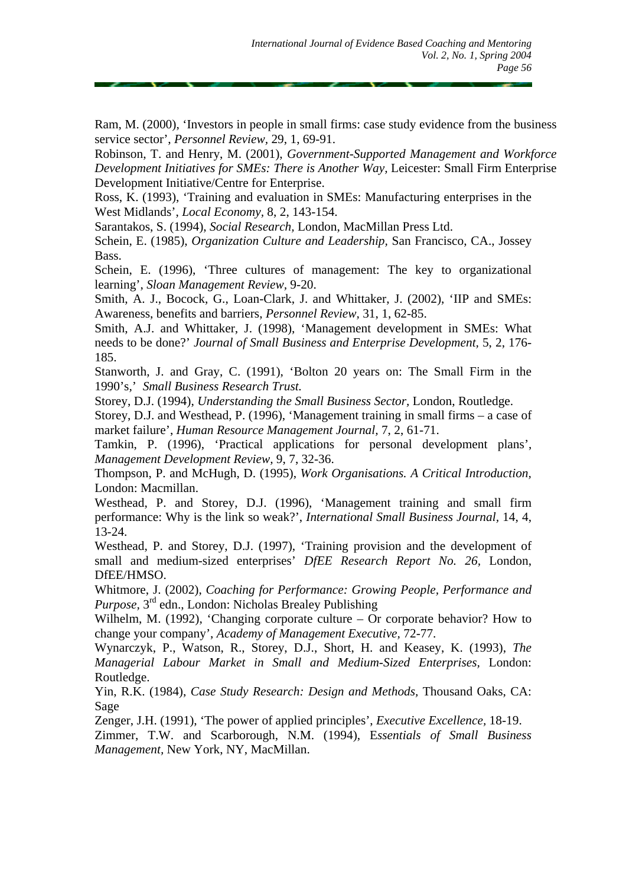Ram, M. (2000), 'Investors in people in small firms: case study evidence from the business service sector', *Personnel Review*, 29, 1, 69-91.

Robinson, T. and Henry, M. (2001), *Government-Supported Management and Workforce Development Initiatives for SMEs: There is Another Way,* Leicester: Small Firm Enterprise Development Initiative/Centre for Enterprise.

Ross, K. (1993), 'Training and evaluation in SMEs: Manufacturing enterprises in the West Midlands', *Local Economy*, 8, 2, 143-154.

Sarantakos, S. (1994), *Social Research,* London, MacMillan Press Ltd.

Schein, E. (1985), *Organization Culture and Leadership,* San Francisco, CA., Jossey Bass.

Schein, E. (1996), 'Three cultures of management: The key to organizational learning', *Sloan Management Review,* 9-20.

Smith, A. J., Bocock, G., Loan-Clark, J. and Whittaker, J. (2002), 'IIP and SMEs: Awareness, benefits and barriers, *Personnel Review,* 31, 1, 62-85.

Smith, A.J. and Whittaker, J. (1998), 'Management development in SMEs: What needs to be done?' *Journal of Small Business and Enterprise Development*, 5, 2, 176-185.

Stanworth, J. and Gray, C. (1991), 'Bolton 20 years on: The Small Firm in the 1990's,' *Small Business Research Trust.*

Storey, D.J. (1994), *Understanding the Small Business Sector*, London, Routledge.

Storey, D.J. and Westhead, P. (1996), 'Management training in small firms – a case of market failure', *Human Resource Management Journal,* 7, 2, 61-71.

Tamkin, P. (1996), 'Practical applications for personal development plans', *Management Development Review,* 9, 7, 32-36.

Thompson, P. and McHugh, D. (1995), *Work Organisations. A Critical Introduction,* London: Macmillan.

Westhead, P. and Storey, D.J. (1996), 'Management training and small firm performance: Why is the link so weak?', *International Small Business Journal*, 14, 4, 13-24.

Westhead, P. and Storey, D.J. (1997), 'Training provision and the development of small and medium-sized enterprises' *DfEE Research Report No. 26,* London, DfEE/HMSO.

Whitmore, J. (2002), *Coaching for Performance: Growing People, Performance and Purpose,* 3rd edn., London: Nicholas Brealey Publishing

Wilhelm, M. (1992), 'Changing corporate culture – Or corporate behavior? How to change your company', *Academy of Management Executive,* 72-77.

Wynarczyk, P., Watson, R., Storey, D.J., Short, H. and Keasey, K. (1993), *The Managerial Labour Market in Small and Medium-Sized Enterprises*, London: Routledge.

Yin, R.K. (1984), *Case Study Research: Design and Methods,* Thousand Oaks, CA: Sage

Zenger, J.H. (1991), 'The power of applied principles', *Executive Excellence,* 18-19.

Zimmer, T.W. and Scarborough, N.M. (1994), E*ssentials of Small Business Management,* New York, NY, MacMillan.